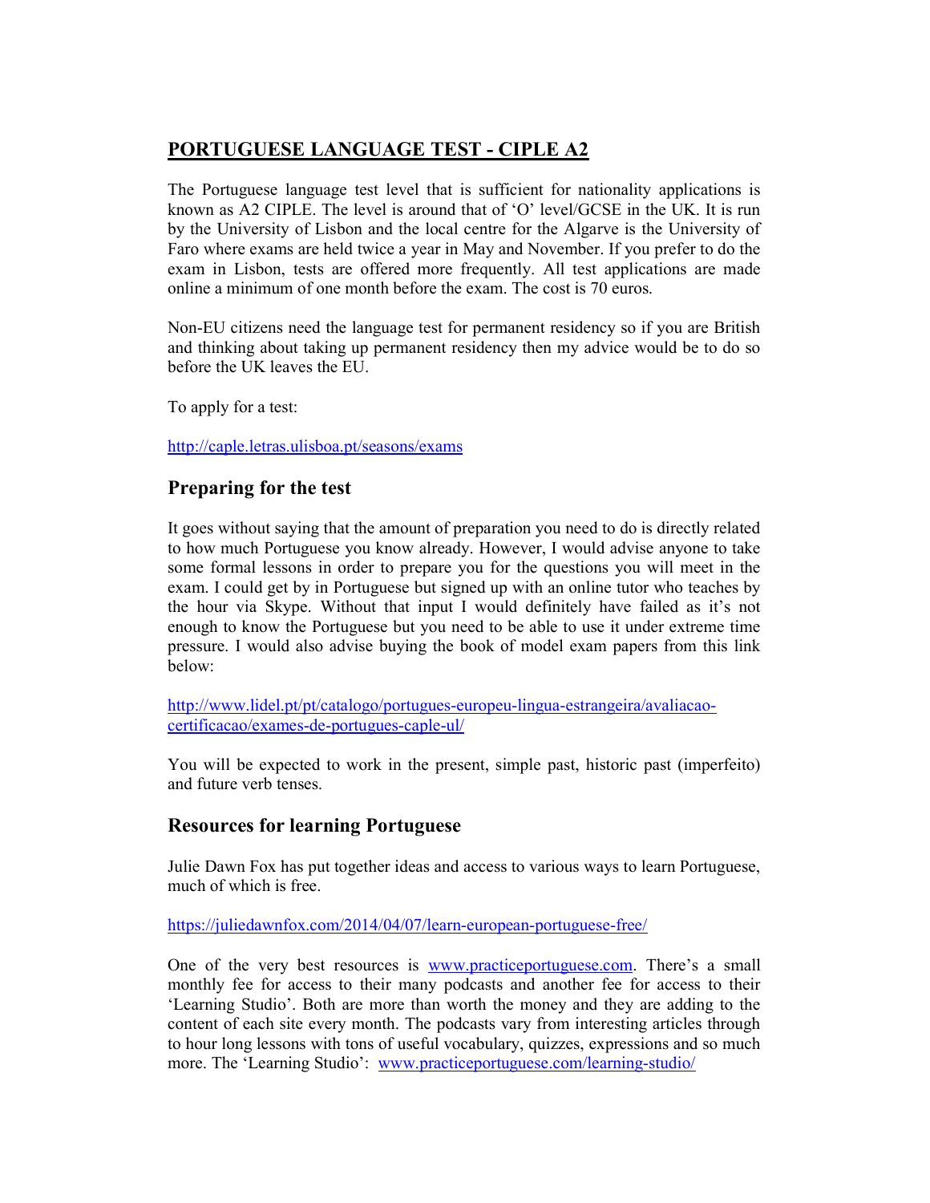# PORTUGUESE LANGUAGE TEST - CIPLE A2

The Portuguese language test level that is sufficient for nationality applications is known as A2 CIPLE. The level is around that of 'O' level/GCSE in the UK. It is run by the University of Lisbon and the local centre for the Algarve is the University of Faro where exams are held twice a year in May and November. If you prefer to do the exam in Lisbon, tests are offered more frequently. All test applications are made online a minimum of one month before the exam. The cost is 70 euros.

Non-EU citizens need the language test for permanent residency so if you are British and thinking about taking up permanent residency then my advice would be to do so before the UK leaves the EU.

To apply for a test:

[http://caple.letras.ulisboa.pt/seasons/exams](http://caple.letras.ulisboa.pt/seasons/exams)

## Preparing for the test

It goes without saying that the amount of preparation you need to do is directly related to how much Portuguese you know already. However, I would advise anyone to take some formal lessons in order to prepare you for the questions you will meet in the exam. I could get by in Portuguese but signed up with an online tutor who teaches by the hour via Skype. Without that input I would definitely have failed as it's not enough to know the Portuguese but you need to be able to use it under extreme time pressure. I would also advise buying the book of model exam papers from this link below:

[http://www.lidel.pt/pt/catalogo/portugues-europeu-lingua-estrangeira/avaliacao-certificacao/exames-de-portugues-caple-ul/](http://www.lidel.pt/pt/catalogo/portugues-europeu-lingua-estrangeira/avaliacao-certificacao/exames-de-portugues-caple-ul/)

You will be expected to work in the present, simple past, historic past (imperfeito) and future verb tenses.

## Resources for learning Portuguese

Julie Dawn Fox has put together ideas and access to various ways to learn Portuguese, much of which is free.

[https://juliedawnfox.com/2014/04/07/learn-european-portuguese-free/](https://juliedawnfox.com/2014/04/07/learn-european-portuguese-free/)

One of the very best resources is [www.practiceportuguese.com](http://www.practiceportuguese.com). There's a small monthly fee for access to their many podcasts and another fee for access to their 'Learning Studio'. Both are more than worth the money and they are adding to the content of each site every month. The podcasts vary from interesting articles through to hour long lessons with tons of useful vocabulary, quizzes, expressions and so much more. The 'Learning Studio': [www.practiceportuguese.com/learning-studio/](http://www.practiceportuguese.com/learning-studio/)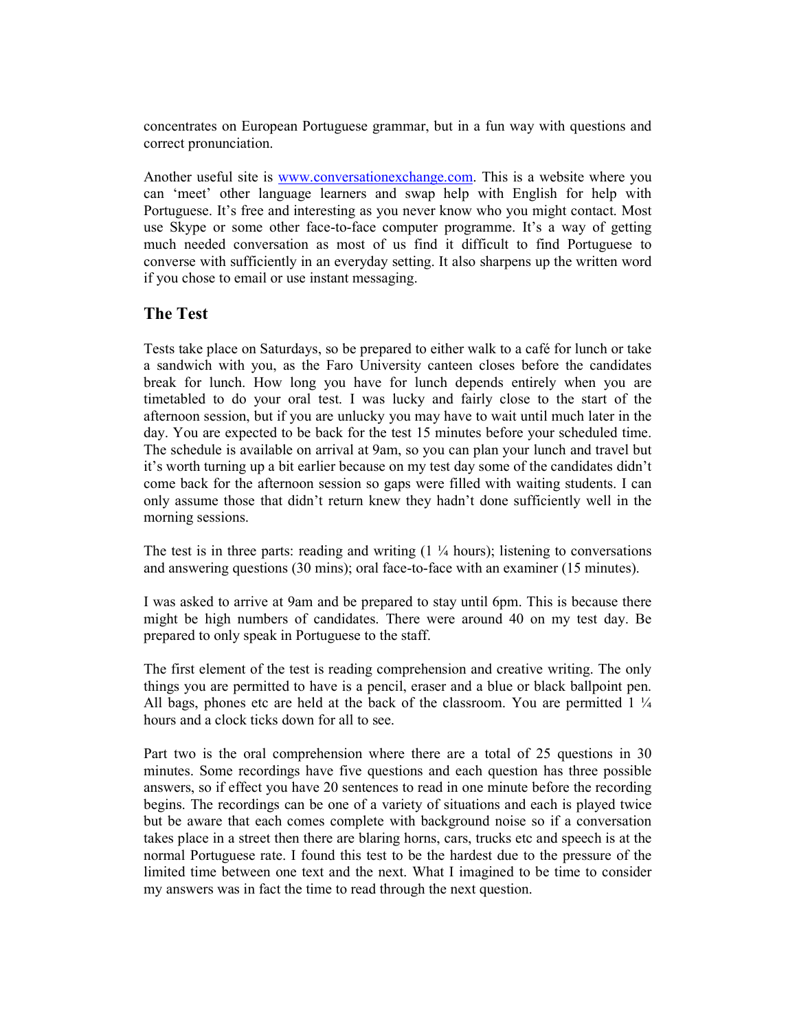concentrates on European Portuguese grammar, but in a fun way with questions and correct pronunciation.

Another useful site is [www.conversationexchange.com](http://www.conversationexchange.com). This is a website where you can 'meet' other language learners and swap help with English for help with Portuguese. It's free and interesting as you never know who you might contact. Most use Skype or some other face-to-face computer programme. It's a way of getting much needed conversation as most of us find it difficult to find Portuguese to converse with sufficiently in an everyday setting. It also sharpens up the written word if you chose to email or use instant messaging.

## The Test

Tests take place on Saturdays, so be prepared to either walk to a café for lunch or take a sandwich with you, as the Faro University canteen closes before the candidates break for lunch. How long you have for lunch depends entirely when you are timetabled to do your oral test. I was lucky and fairly close to the start of the afternoon session, but if you are unlucky you may have to wait until much later in the day. You are expected to be back for the test 15 minutes before your scheduled time. The schedule is available on arrival at 9am, so you can plan your lunch and travel but it's worth turning up a bit earlier because on my test day some of the candidates didn't come back for the afternoon session so gaps were filled with waiting students. I can only assume those that didn't return knew they hadn't done sufficiently well in the morning sessions.

The test is in three parts: reading and writing (1 ¼ hours); listening to conversations and answering questions (30 mins); oral face-to-face with an examiner (15 minutes).

I was asked to arrive at 9am and be prepared to stay until 6pm. This is because there might be high numbers of candidates. There were around 40 on my test day. Be prepared to only speak in Portuguese to the staff.

The first element of the test is reading comprehension and creative writing. The only things you are permitted to have is a pencil, eraser and a blue or black ballpoint pen. All bags, phones etc are held at the back of the classroom. You are permitted 1 ¼ hours and a clock ticks down for all to see.

Part two is the oral comprehension where there are a total of 25 questions in 30 minutes. Some recordings have five questions and each question has three possible answers, so if effect you have 20 sentences to read in one minute before the recording begins. The recordings can be one of a variety of situations and each is played twice but be aware that each comes complete with background noise so if a conversation takes place in a street then there are blaring horns, cars, trucks etc and speech is at the normal Portuguese rate. I found this test to be the hardest due to the pressure of the limited time between one text and the next. What I imagined to be time to consider my answers was in fact the time to read through the next question.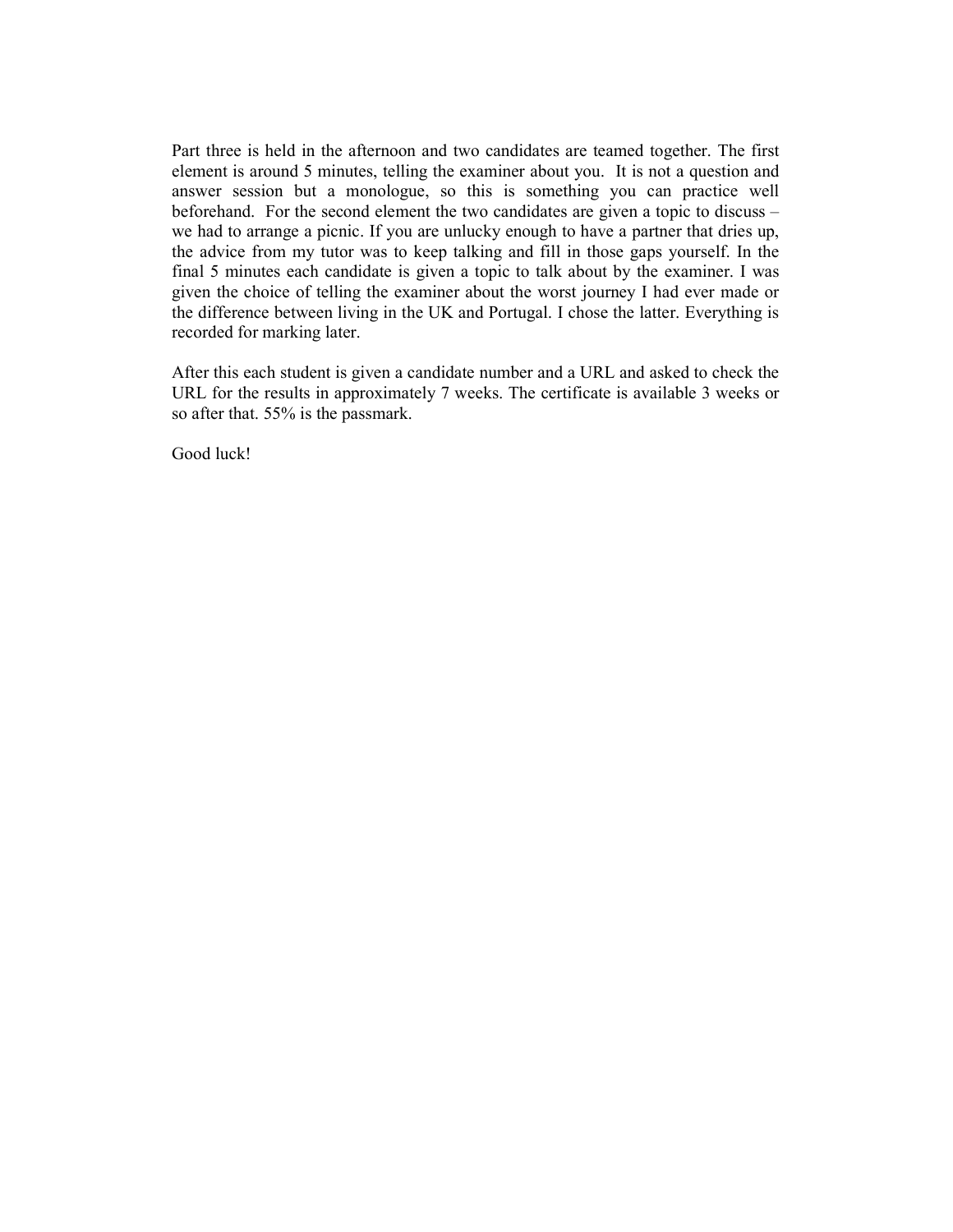Part three is held in the afternoon and two candidates are teamed together. The first element is around 5 minutes, telling the examiner about you. It is not a question and answer session but a monologue, so this is something you can practice well beforehand. For the second element the two candidates are given a topic to discuss – we had to arrange a picnic. If you are unlucky enough to have a partner that dries up, the advice from my tutor was to keep talking and fill in those gaps yourself. In the final 5 minutes each candidate is given a topic to talk about by the examiner. I was given the choice of telling the examiner about the worst journey I had ever made or the difference between living in the UK and Portugal. I chose the latter. Everything is recorded for marking later.

After this each student is given a candidate number and a URL and asked to check the URL for the results in approximately 7 weeks. The certificate is available 3 weeks or so after that. 55% is the passmark.

Good luck!